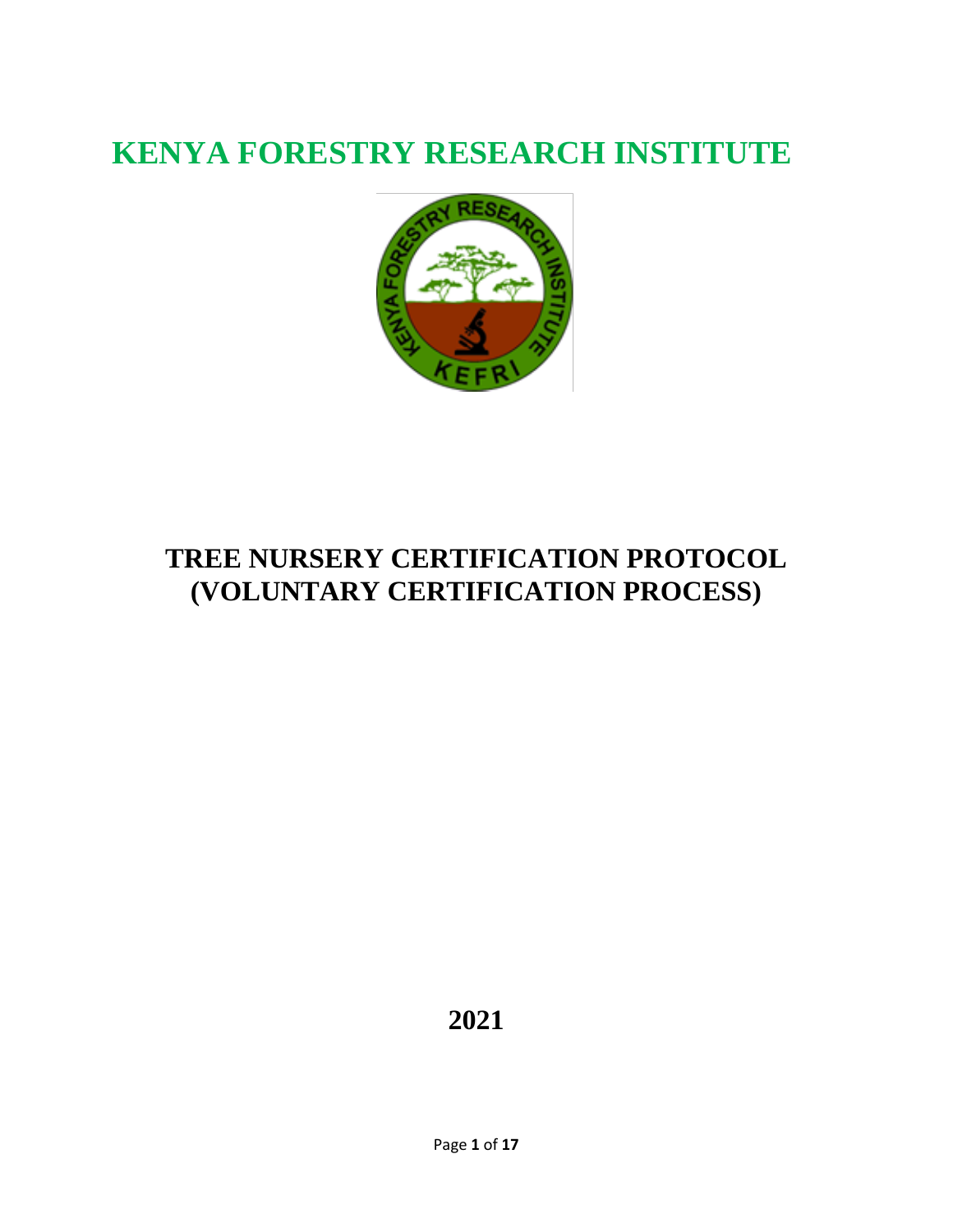# KENYA FORESTRY RESEARCH INSTITUTE

# TREE NURSERY CERTIFICATION PROTOCOL (VOLUNTARY CERTIFICATION PROCESS)

**2021**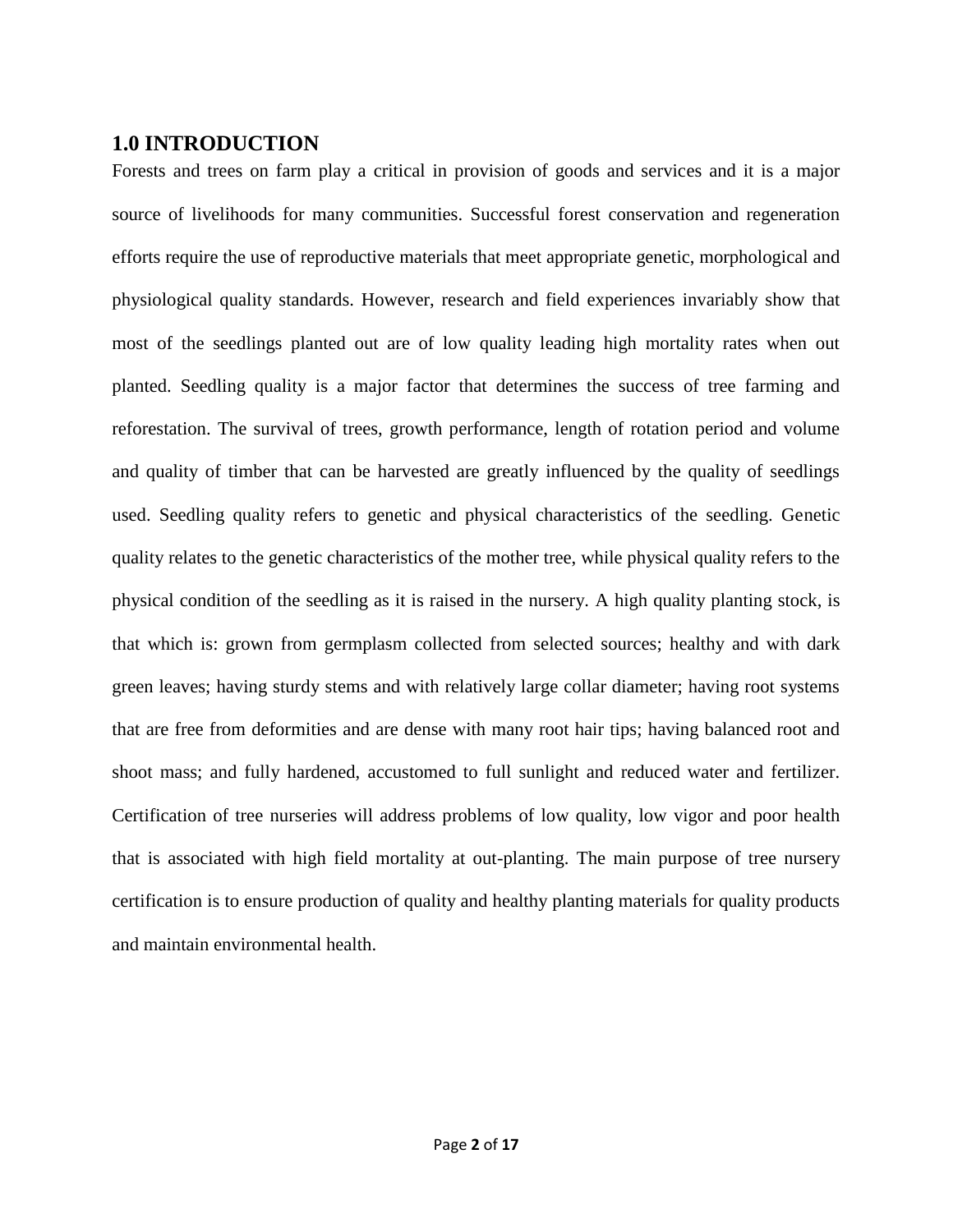## 1.0 INTRODUCTION

Forests and trees on farm play a critical in provision of goods and services and it is a major source of livelihoods for many communities. Successful forest conservation and regeneration efforts require the use of reproductive materials that meet appropriate genetic, morphological and physiological quality standards. However, research and field experiences invariably show that most of the seedlings planted out are of low quality leading high mortality rates when out planted. Seedling quality is a major factor that determines the success of tree farming and reforestation. The survival of trees, growth performance, length of rotation period and volume and quality of timber that can be harvested are greatly influenced by the quality of seedlings used. Seedling quality refers to genetic and physical characteristics of the seedling. Genetic quality relates to the genetic characteristics of the mother tree, while physical quality refers to the physical condition of the seedling as it is raised in the nursery. A high quality planting stock, is that which is: grown from germplasm collected from selected sources; healthy and with dark green leaves; having sturdy stems and with relatively large collar diameter; having root systems that are free from deformities and are dense with many root hair tips; having balanced root and shoot mass; and fully hardened, accustomed to full sunlight and reduced water and fertilizer. Certification of tree nurseries will address problems of low quality, low vigor and poor health that is associated with high field mortality at out-planting. The main purpose of tree nursery certification is to ensure production of quality and healthy planting materials for quality products and maintain environmental health.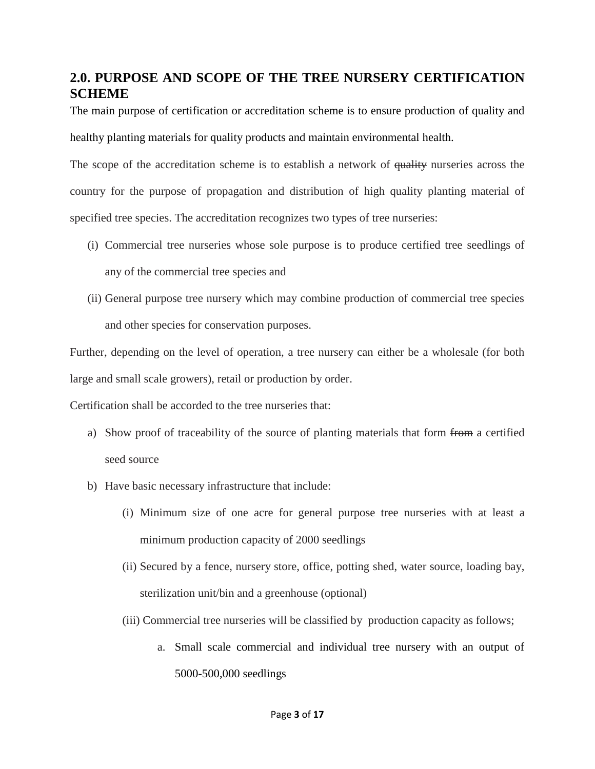## 2.0. PURPOSE AND SCOPE OF THE TREE NURSERY CERTIFICATION SCHEME

The main purpose of certification or accreditation scheme is to ensure production of quality and healthy planting materials for quality products and maintain environmental health.

The scope of the accreditation scheme is to establish a network of ~~quality~~ nurseries across the country for the purpose of propagation and distribution of high quality planting material of specified tree species. The accreditation recognizes two types of tree nurseries:

(i) Commercial tree nurseries whose sole purpose is to produce certified tree seedlings of any of the commercial tree species and

(ii) General purpose tree nursery which may combine production of commercial tree species and other species for conservation purposes.

Further, depending on the level of operation, a tree nursery can either be a wholesale (for both large and small scale growers), retail or production by order.

Certification shall be accorded to the tree nurseries that:

a) Show proof of traceability of the source of planting materials that form ~~from~~ a certified seed source

b) Have basic necessary infrastructure that include:

   (i) Minimum size of one acre for general purpose tree nurseries with at least a minimum production capacity of 2000 seedlings

   (ii) Secured by a fence, nursery store, office, potting shed, water source, loading bay, sterilization unit/bin and a greenhouse (optional)

   (iii) Commercial tree nurseries will be classified by production capacity as follows;

      a. Small scale commercial and individual tree nursery with an output of 5000-500,000 seedlings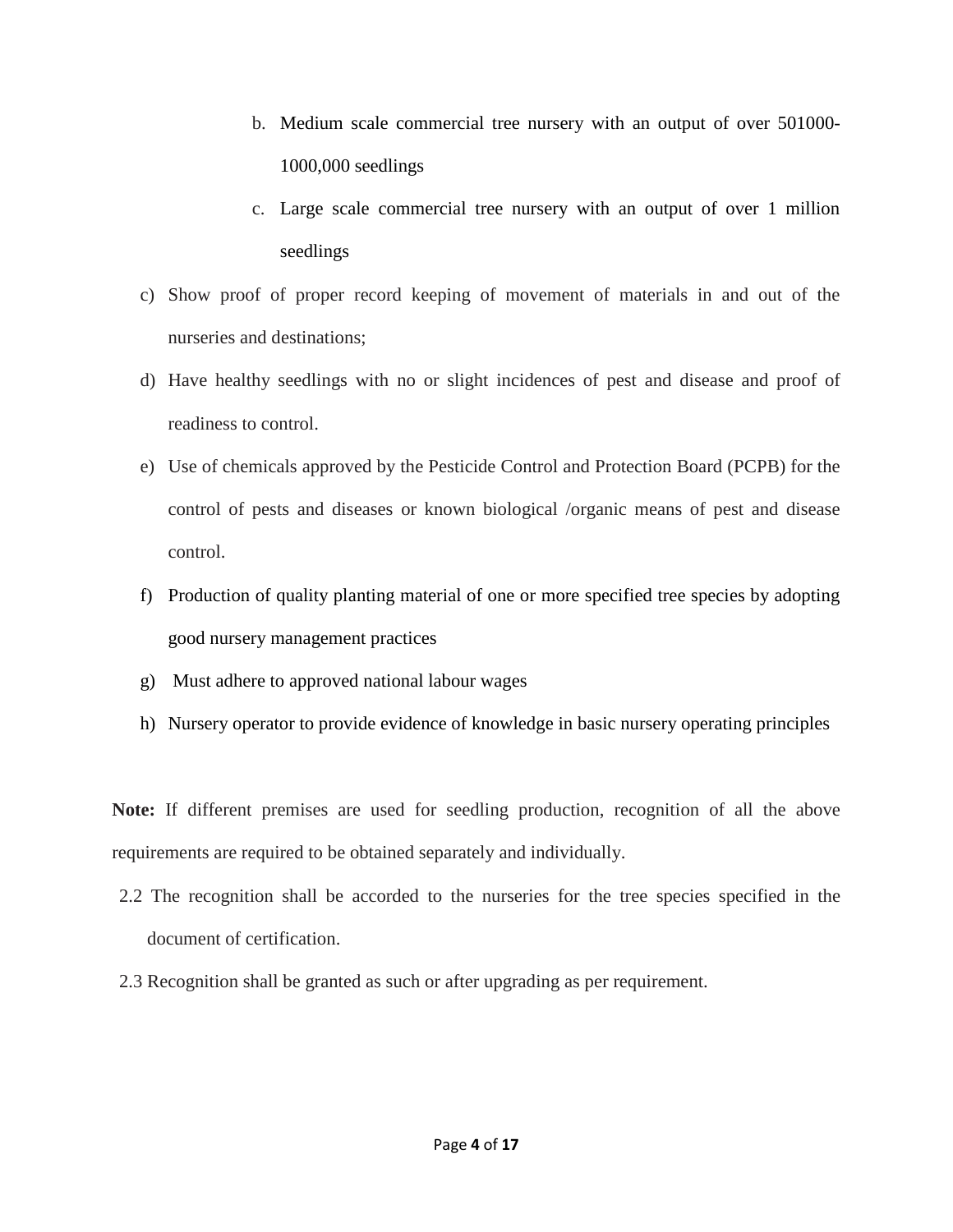b. Medium scale commercial tree nursery with an output of over 501000-1000,000 seedlings

   c. Large scale commercial tree nursery with an output of over 1 million seedlings

c) Show proof of proper record keeping of movement of materials in and out of the nurseries and destinations;

d) Have healthy seedlings with no or slight incidences of pest and disease and proof of readiness to control.

e) Use of chemicals approved by the Pesticide Control and Protection Board (PCPB) for the control of pests and diseases or known biological /organic means of pest and disease control.

f) Production of quality planting material of one or more specified tree species by adopting good nursery management practices

g) Must adhere to approved national labour wages

h) Nursery operator to provide evidence of knowledge in basic nursery operating principles

**Note:** If different premises are used for seedling production, recognition of all the above requirements are required to be obtained separately and individually.

2.2 The recognition shall be accorded to the nurseries for the tree species specified in the document of certification.

2.3 Recognition shall be granted as such or after upgrading as per requirement.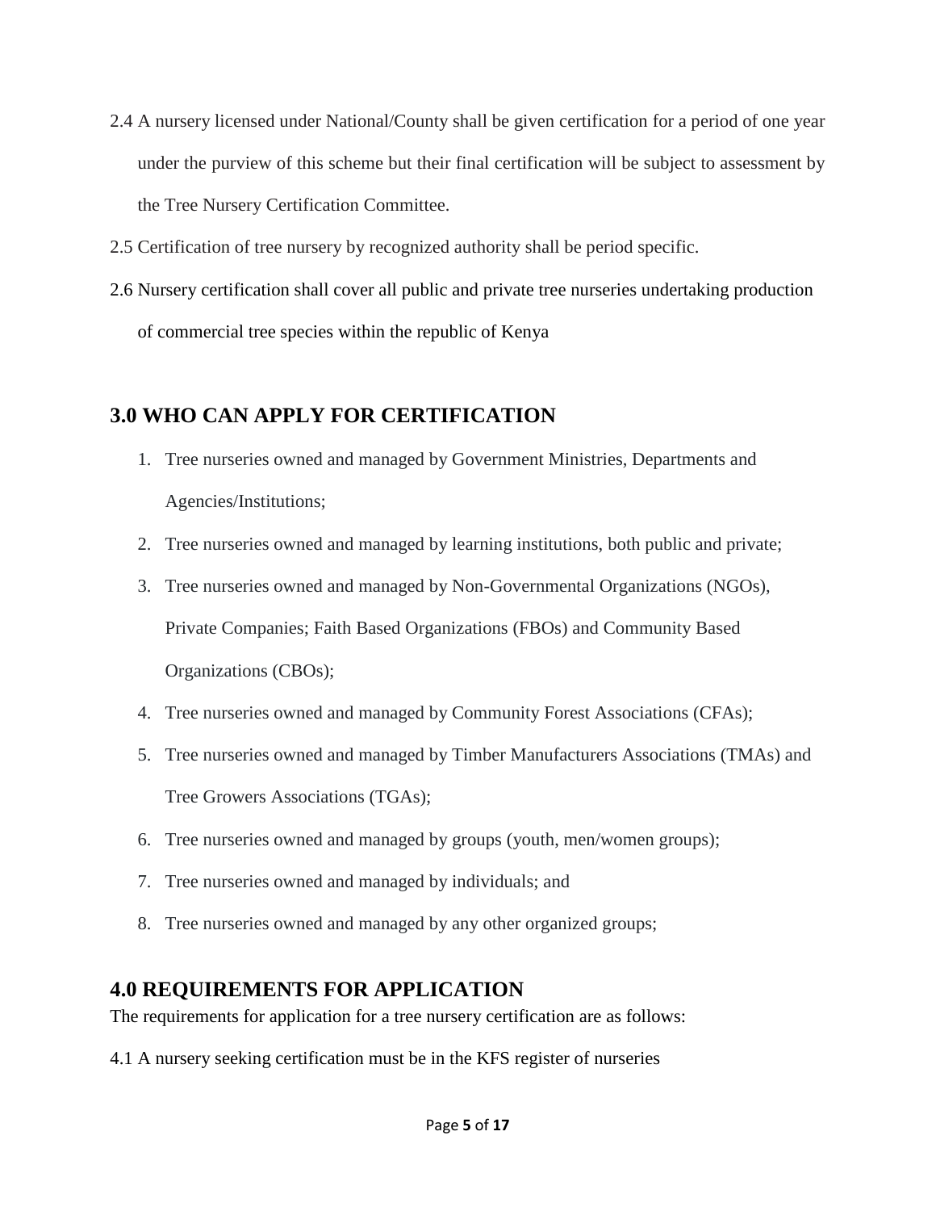2.4 A nursery licensed under National/County shall be given certification for a period of one year under the purview of this scheme but their final certification will be subject to assessment by the Tree Nursery Certification Committee.

2.5 Certification of tree nursery by recognized authority shall be period specific.

2.6 Nursery certification shall cover all public and private tree nurseries undertaking production of commercial tree species within the republic of Kenya

## 3.0 WHO CAN APPLY FOR CERTIFICATION

1. Tree nurseries owned and managed by Government Ministries, Departments and Agencies/Institutions;
2. Tree nurseries owned and managed by learning institutions, both public and private;
3. Tree nurseries owned and managed by Non-Governmental Organizations (NGOs), Private Companies; Faith Based Organizations (FBOs) and Community Based Organizations (CBOs);
4. Tree nurseries owned and managed by Community Forest Associations (CFAs);
5. Tree nurseries owned and managed by Timber Manufacturers Associations (TMAs) and Tree Growers Associations (TGAs);
6. Tree nurseries owned and managed by groups (youth, men/women groups);
7. Tree nurseries owned and managed by individuals; and
8. Tree nurseries owned and managed by any other organized groups;

## 4.0 REQUIREMENTS FOR APPLICATION

The requirements for application for a tree nursery certification are as follows:

4.1 A nursery seeking certification must be in the KFS register of nurseries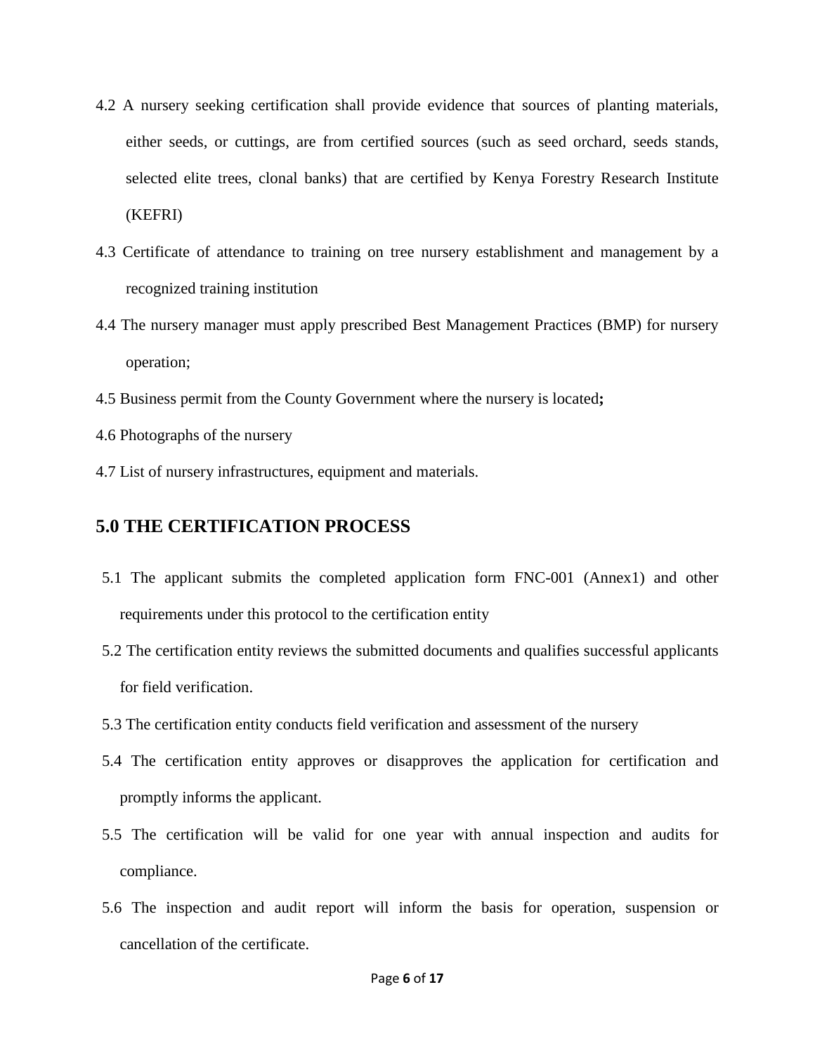4.2 A nursery seeking certification shall provide evidence that sources of planting materials, either seeds, or cuttings, are from certified sources (such as seed orchard, seeds stands, selected elite trees, clonal banks) that are certified by Kenya Forestry Research Institute (KEFRI)

4.3 Certificate of attendance to training on tree nursery establishment and management by a recognized training institution

4.4 The nursery manager must apply prescribed Best Management Practices (BMP) for nursery operation;

4.5 Business permit from the County Government where the nursery is located**;**

4.6 Photographs of the nursery

4.7 List of nursery infrastructures, equipment and materials.

## 5.0 THE CERTIFICATION PROCESS

5.1 The applicant submits the completed application form FNC-001 (Annex1) and other requirements under this protocol to the certification entity

5.2 The certification entity reviews the submitted documents and qualifies successful applicants for field verification.

5.3 The certification entity conducts field verification and assessment of the nursery

5.4 The certification entity approves or disapproves the application for certification and promptly informs the applicant.

5.5 The certification will be valid for one year with annual inspection and audits for compliance.

5.6 The inspection and audit report will inform the basis for operation, suspension or cancellation of the certificate.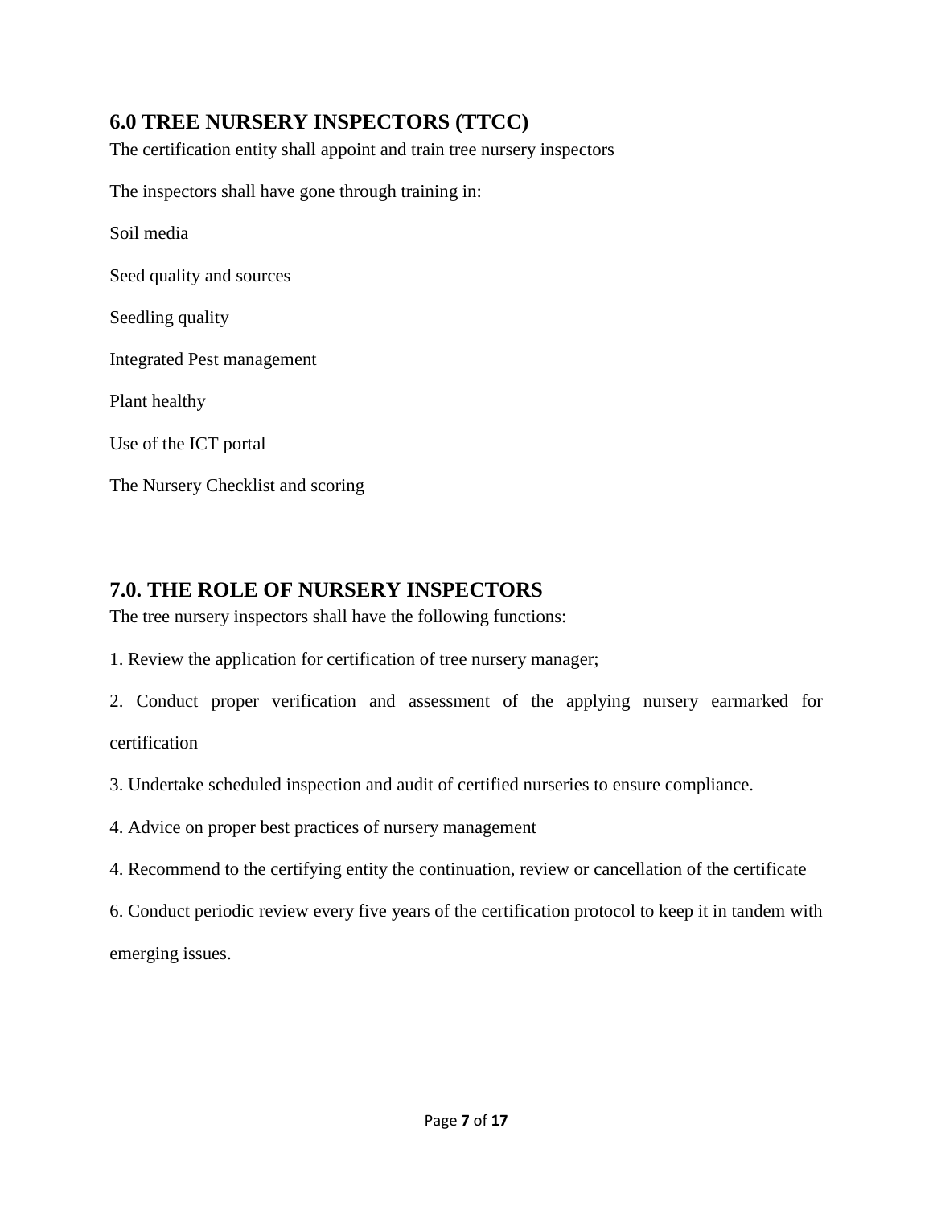## 6.0 TREE NURSERY INSPECTORS (TTCC)

The certification entity shall appoint and train tree nursery inspectors

The inspectors shall have gone through training in:

Soil media

Seed quality and sources

Seedling quality

Integrated Pest management

Plant healthy

Use of the ICT portal

The Nursery Checklist and scoring

## 7.0. THE ROLE OF NURSERY INSPECTORS

The tree nursery inspectors shall have the following functions:

1. Review the application for certification of tree nursery manager;

2. Conduct proper verification and assessment of the applying nursery earmarked for certification

3. Undertake scheduled inspection and audit of certified nurseries to ensure compliance.

4. Advice on proper best practices of nursery management

4. Recommend to the certifying entity the continuation, review or cancellation of the certificate

6. Conduct periodic review every five years of the certification protocol to keep it in tandem with emerging issues.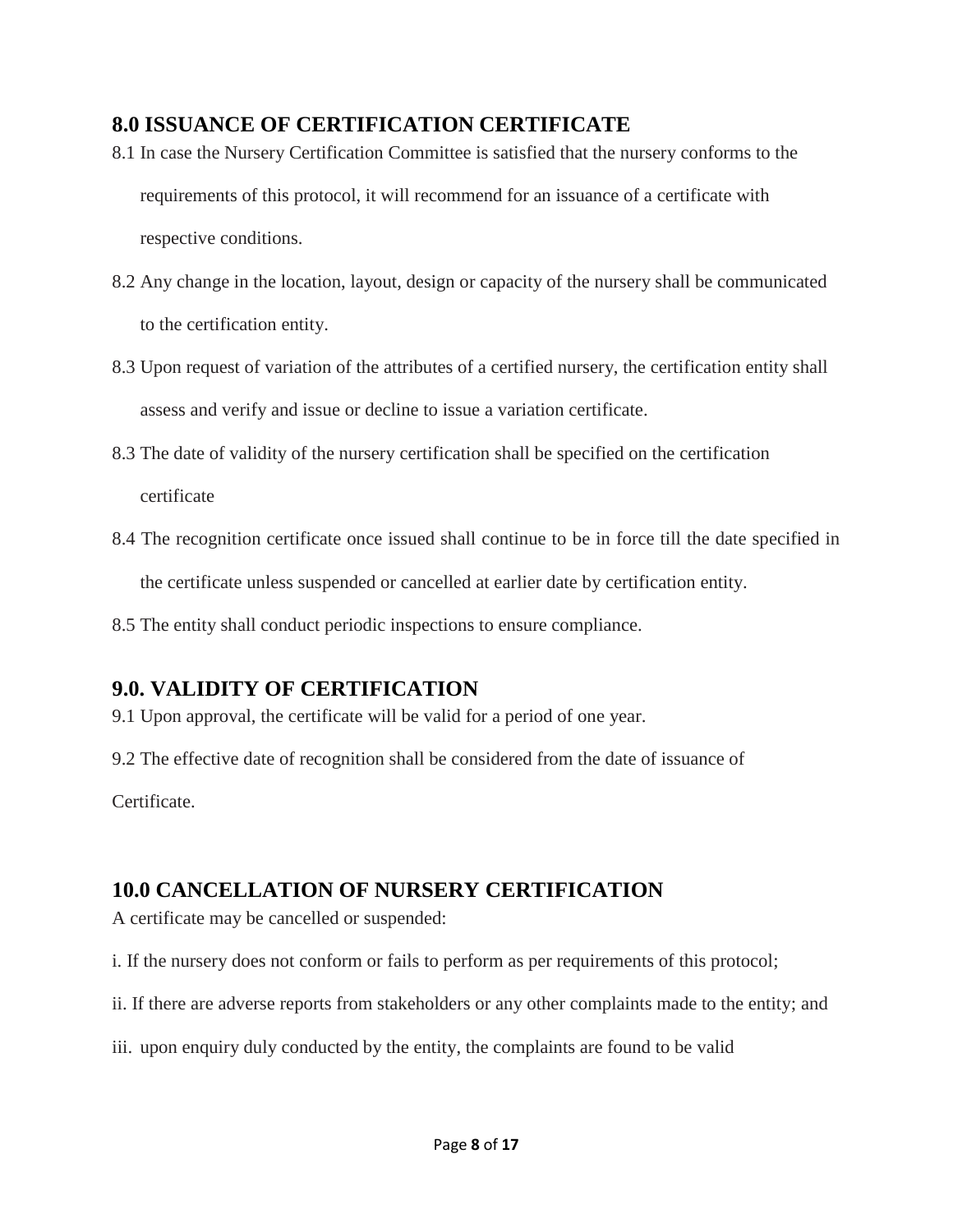## 8.0 ISSUANCE OF CERTIFICATION CERTIFICATE

8.1 In case the Nursery Certification Committee is satisfied that the nursery conforms to the requirements of this protocol, it will recommend for an issuance of a certificate with respective conditions.

8.2 Any change in the location, layout, design or capacity of the nursery shall be communicated to the certification entity.

8.3 Upon request of variation of the attributes of a certified nursery, the certification entity shall assess and verify and issue or decline to issue a variation certificate.

8.3 The date of validity of the nursery certification shall be specified on the certification certificate

8.4 The recognition certificate once issued shall continue to be in force till the date specified in the certificate unless suspended or cancelled at earlier date by certification entity.

8.5 The entity shall conduct periodic inspections to ensure compliance.

## 9.0. VALIDITY OF CERTIFICATION

9.1 Upon approval, the certificate will be valid for a period of one year.

9.2 The effective date of recognition shall be considered from the date of issuance of Certificate.

## 10.0 CANCELLATION OF NURSERY CERTIFICATION

A certificate may be cancelled or suspended:

i. If the nursery does not conform or fails to perform as per requirements of this protocol;

ii. If there are adverse reports from stakeholders or any other complaints made to the entity; and

iii. upon enquiry duly conducted by the entity, the complaints are found to be valid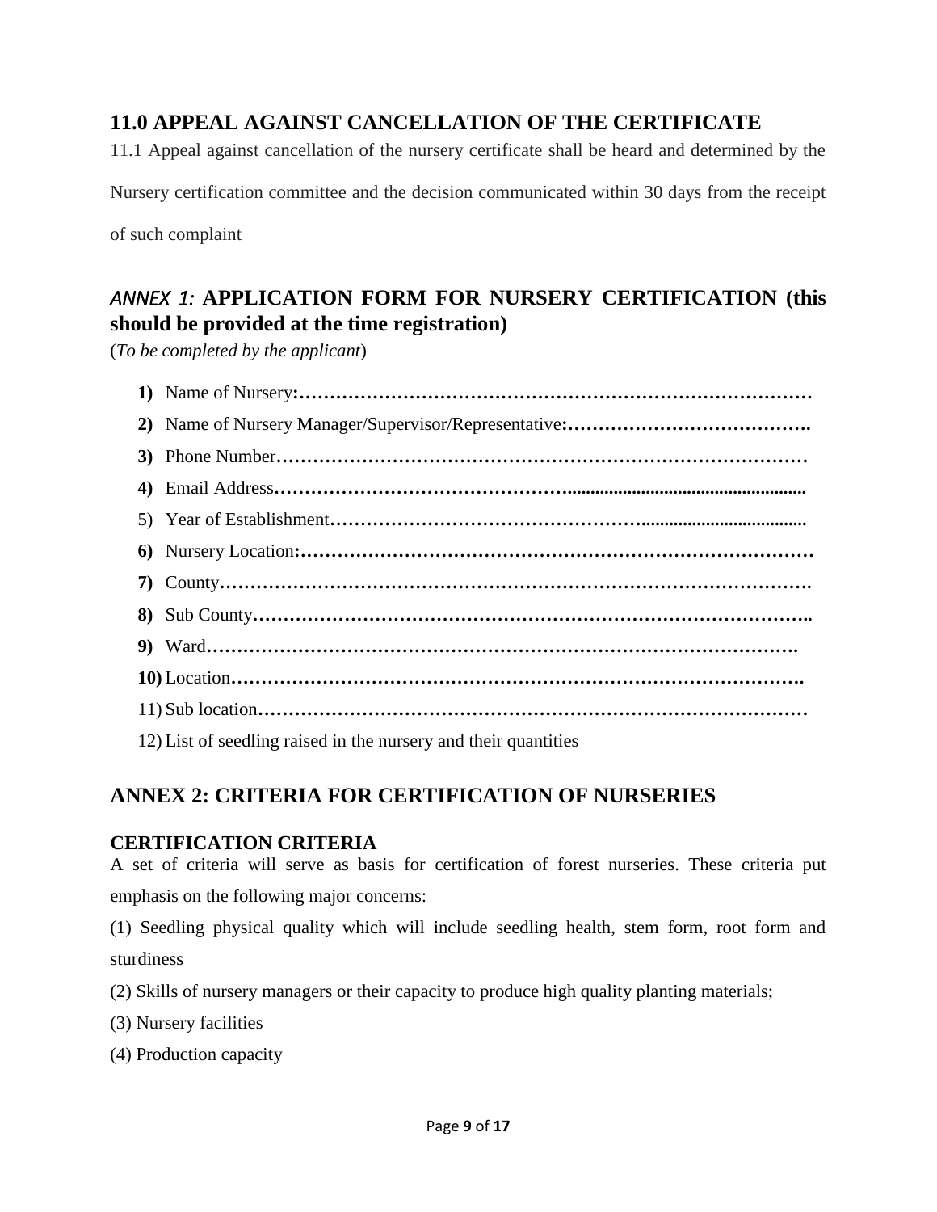## 11.0 APPEAL AGAINST CANCELLATION OF THE CERTIFICATE

11.1 Appeal against cancellation of the nursery certificate shall be heard and determined by the Nursery certification committee and the decision communicated within 30 days from the receipt of such complaint

## *ANNEX 1:* APPLICATION FORM FOR NURSERY CERTIFICATION (this should be provided at the time registration)

(*To be completed by the applicant*)

1) Name of Nursery:…………………………………………………………………………
2) Name of Nursery Manager/Supervisor/Representative:………………………………….
3) Phone Number……………………………………………………………………………
4) Email Address………………………………………………………………………………
5) Year of Establishment……………………………………………………………………
6) Nursery Location:…………………………………………………………………………
7) County………………………………………………………………………………….
8) Sub County……………………………………………………………………………..
9) Ward…………………………………………………………………………………….
10) Location…………………………………………………………………………………
11) Sub location……………………………………………………………………………
12) List of seedling raised in the nursery and their quantities

## ANNEX 2: CRITERIA FOR CERTIFICATION OF NURSERIES

### CERTIFICATION CRITERIA

A set of criteria will serve as basis for certification of forest nurseries. These criteria put emphasis on the following major concerns:

(1) Seedling physical quality which will include seedling health, stem form, root form and sturdiness

(2) Skills of nursery managers or their capacity to produce high quality planting materials;

(3) Nursery facilities

(4) Production capacity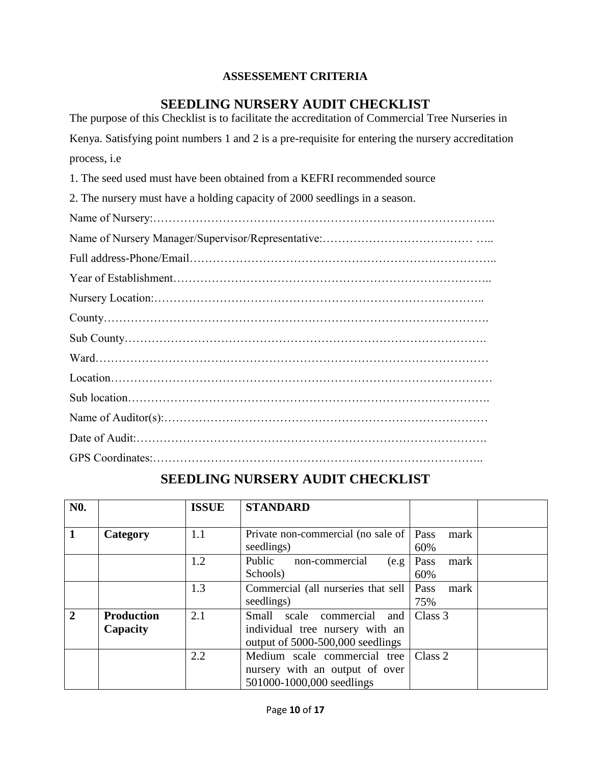**ASSESSEMENT CRITERIA**

## SEEDLING NURSERY AUDIT CHECKLIST

The purpose of this Checklist is to facilitate the accreditation of Commercial Tree Nurseries in Kenya. Satisfying point numbers 1 and 2 is a pre-requisite for entering the nursery accreditation process, i.e

1. The seed used must have been obtained from a KEFRI recommended source
2. The nursery must have a holding capacity of 2000 seedlings in a season.

Name of Nursery:……………………………………………………………………………..

Name of Nursery Manager/Supervisor/Representative:………………………………… …..

Full address-Phone/Email……………………………………………………………………..

Year of Establishment………………………………………………………………………..

Nursery Location:…………………………………………………………………………..

County……………………………………………………………………………………….

Sub County……………………………………………………………………………….

Ward…………………………………………………………………………………………

Location……………………………………………………………………………………

Sub location……………………………………………………………………………….

Name of Auditor(s):…………………………………………………………………………

Date of Audit:……………………………………………………………………………….

GPS Coordinates:…………………………………………………………………………..

## SEEDLING NURSERY AUDIT CHECKLIST

| N0. | | ISSUE | STANDARD | | |
|---|---|---|---|---|---|
| **1** | **Category** | 1.1 | Private non-commercial (no sale of seedlings) | Pass mark 60% | |
| | | 1.2 | Public non-commercial (e.g Schools) | Pass mark 60% | |
| | | 1.3 | Commercial (all nurseries that sell seedlings) | Pass mark 75% | |
| **2** | **Production Capacity** | 2.1 | Small scale commercial and individual tree nursery with an output of 5000-500,000 seedlings | Class 3 | |
| | | 2.2 | Medium scale commercial tree nursery with an output of over 501000-1000,000 seedlings | Class 2 | |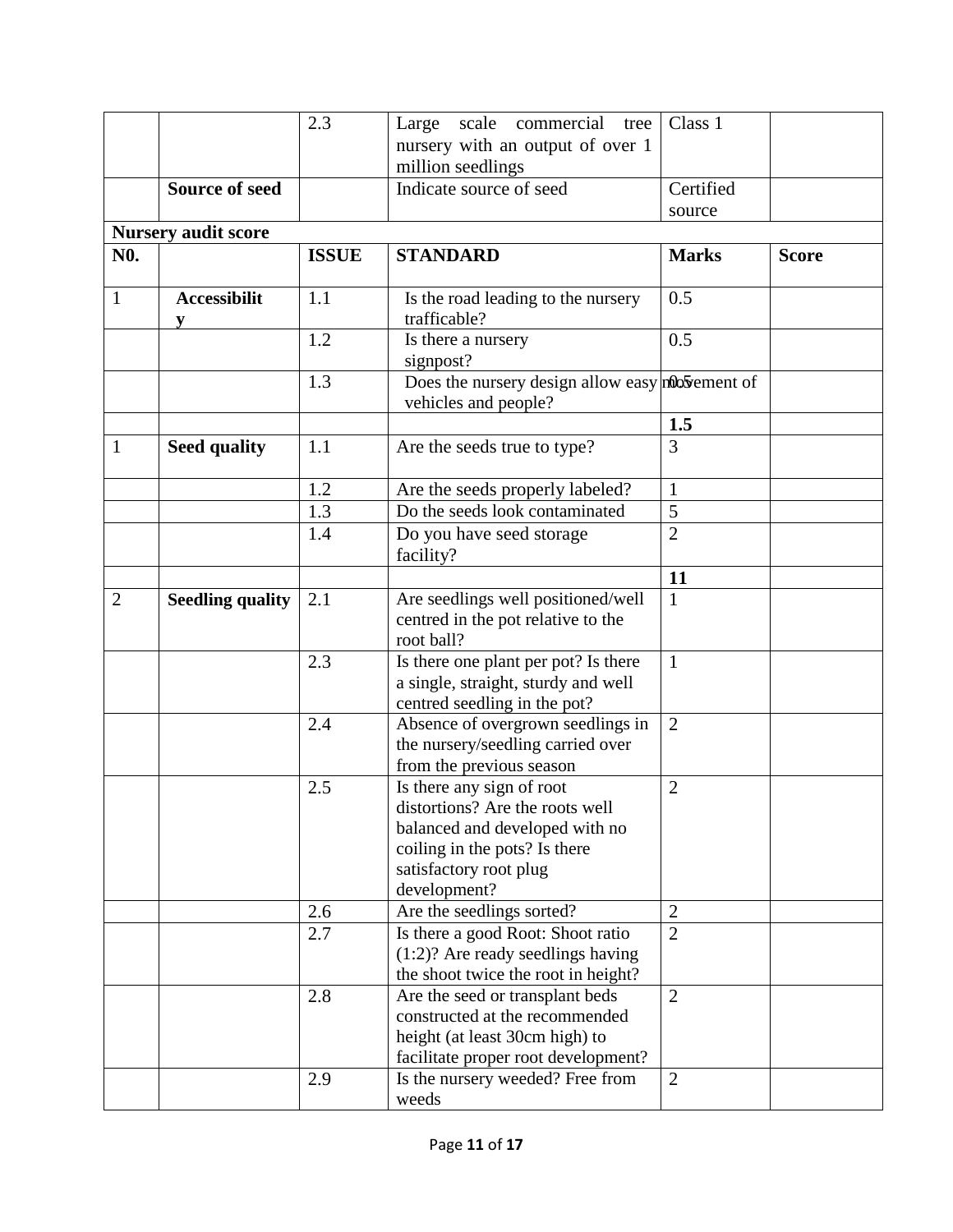|  |  | 2.3 | Large scale commercial tree nursery with an output of over 1 million seedlings | Class 1 |  |
|---|---|---|---|---|---|
|  | **Source of seed** |  | Indicate source of seed | Certified source |  |
| **Nursery audit score** |  |  |  |  |  |
| **N0.** |  | **ISSUE** | **STANDARD** | **Marks** | **Score** |
| 1 | **Accessibility** | 1.1 | Is the road leading to the nursery trafficable? | 0.5 |  |
|  |  | 1.2 | Is there a nursery signpost? | 0.5 |  |
|  |  | 1.3 | Does the nursery design allow easy movement of vehicles and people? | 0.5 |  |
|  |  |  |  | **1.5** |  |
| 1 | **Seed quality** | 1.1 | Are the seeds true to type? | 3 |  |
|  |  | 1.2 | Are the seeds properly labeled? | 1 |  |
|  |  | 1.3 | Do the seeds look contaminated | 5 |  |
|  |  | 1.4 | Do you have seed storage facility? | 2 |  |
|  |  |  |  | **11** |  |
| 2 | **Seedling quality** | 2.1 | Are seedlings well positioned/well centred in the pot relative to the root ball? | 1 |  |
|  |  | 2.3 | Is there one plant per pot? Is there a single, straight, sturdy and well centred seedling in the pot? | 1 |  |
|  |  | 2.4 | Absence of overgrown seedlings in the nursery/seedling carried over from the previous season | 2 |  |
|  |  | 2.5 | Is there any sign of root distortions? Are the roots well balanced and developed with no coiling in the pots? Is there satisfactory root plug development? | 2 |  |
|  |  | 2.6 | Are the seedlings sorted? | 2 |  |
|  |  | 2.7 | Is there a good Root: Shoot ratio (1:2)? Are ready seedlings having the shoot twice the root in height? | 2 |  |
|  |  | 2.8 | Are the seed or transplant beds constructed at the recommended height (at least 30cm high) to facilitate proper root development? | 2 |  |
|  |  | 2.9 | Is the nursery weeded? Free from weeds | 2 |  |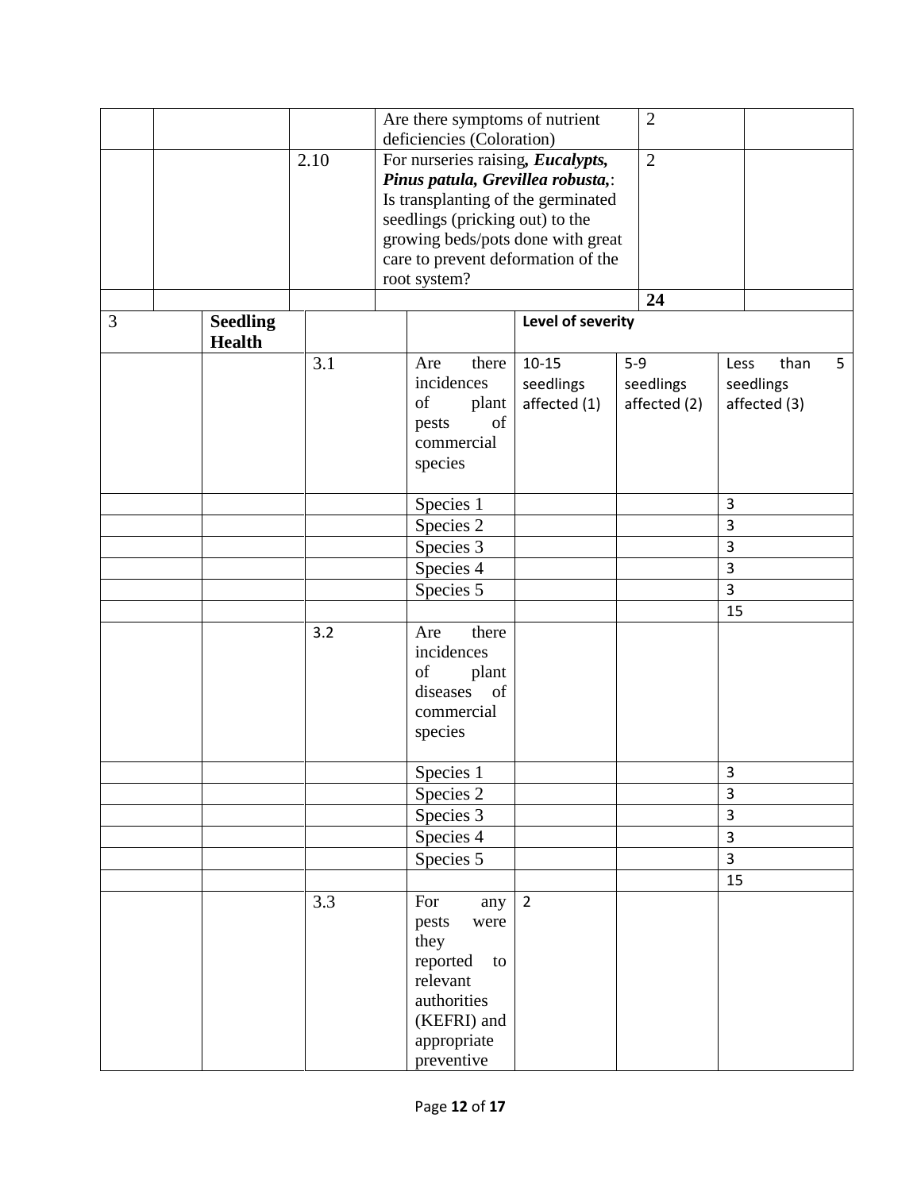| | | | | | | |
|---|---|---|---|---|---|---|
| | | | Are there symptoms of nutrient deficiencies (Coloration) | | 2 | |
| | | 2.10 | For nurseries raising, ***Eucalypts, Pinus patula, Grevillea robusta,***: Is transplanting of the germinated seedlings (pricking out) to the growing beds/pots done with great care to prevent deformation of the root system? | | 2 | |
| | | | | | **24** | |
| 3 | **Seedling Health** | | | **Level of severity** | | |
| | | 3.1 | Are there incidences of plant pests of commercial species | 10-15 seedlings affected (1) | 5-9 seedlings affected (2) | Less than 5 seedlings affected (3) |
| | | | Species 1 | | | 3 |
| | | | Species 2 | | | 3 |
| | | | Species 3 | | | 3 |
| | | | Species 4 | | | 3 |
| | | | Species 5 | | | 3 |
| | | | | | | 15 |
| | | 3.2 | Are there incidences of plant diseases of commercial species | | | |
| | | | Species 1 | | | 3 |
| | | | Species 2 | | | 3 |
| | | | Species 3 | | | 3 |
| | | | Species 4 | | | 3 |
| | | | Species 5 | | | 3 |
| | | | | | | 15 |
| | | 3.3 | For any pests were they reported to relevant authorities (KEFRI) and appropriate preventive | 2 | | |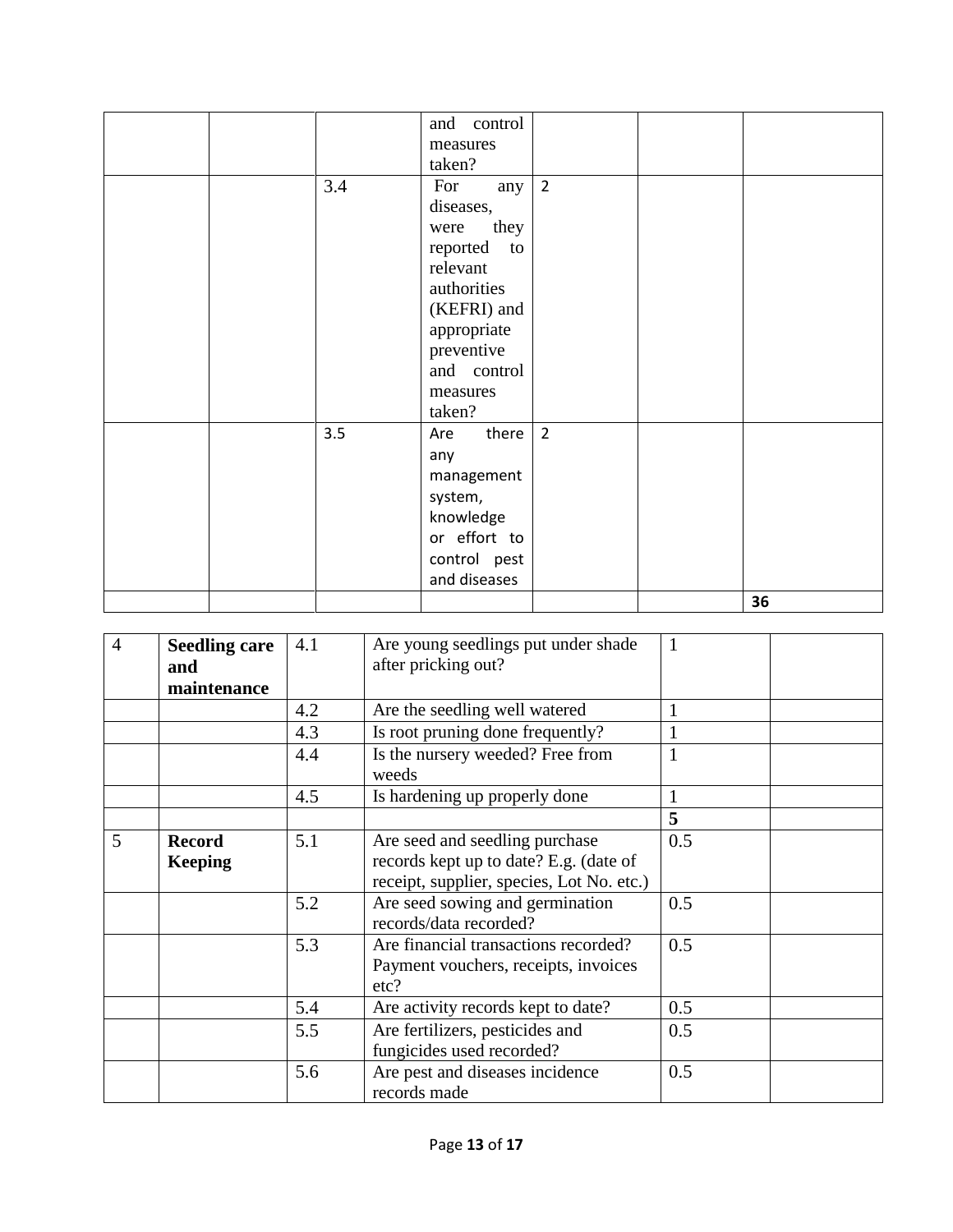| | | | | | | |
|---|---|---|---|---|---|---|
| | | | and control measures taken? | | | |
| | | 3.4 | For any diseases, were they reported to relevant authorities (KEFRI) and appropriate preventive and control measures taken? | 2 | | |
| | | 3.5 | Are there any management system, knowledge or effort to control pest and diseases | 2 | | |
| | | | | | | **36** |

| | | | | | |
|---|---|---|---|---|---|
| 4 | **Seedling care and maintenance** | 4.1 | Are young seedlings put under shade after pricking out? | 1 | |
| | | 4.2 | Are the seedling well watered | 1 | |
| | | 4.3 | Is root pruning done frequently? | 1 | |
| | | 4.4 | Is the nursery weeded? Free from weeds | 1 | |
| | | 4.5 | Is hardening up properly done | 1 | |
| | | | | **5** | |
| 5 | **Record Keeping** | 5.1 | Are seed and seedling purchase records kept up to date? E.g. (date of receipt, supplier, species, Lot No. etc.) | 0.5 | |
| | | 5.2 | Are seed sowing and germination records/data recorded? | 0.5 | |
| | | 5.3 | Are financial transactions recorded? Payment vouchers, receipts, invoices etc? | 0.5 | |
| | | 5.4 | Are activity records kept to date? | 0.5 | |
| | | 5.5 | Are fertilizers, pesticides and fungicides used recorded? | 0.5 | |
| | | 5.6 | Are pest and diseases incidence records made | 0.5 | |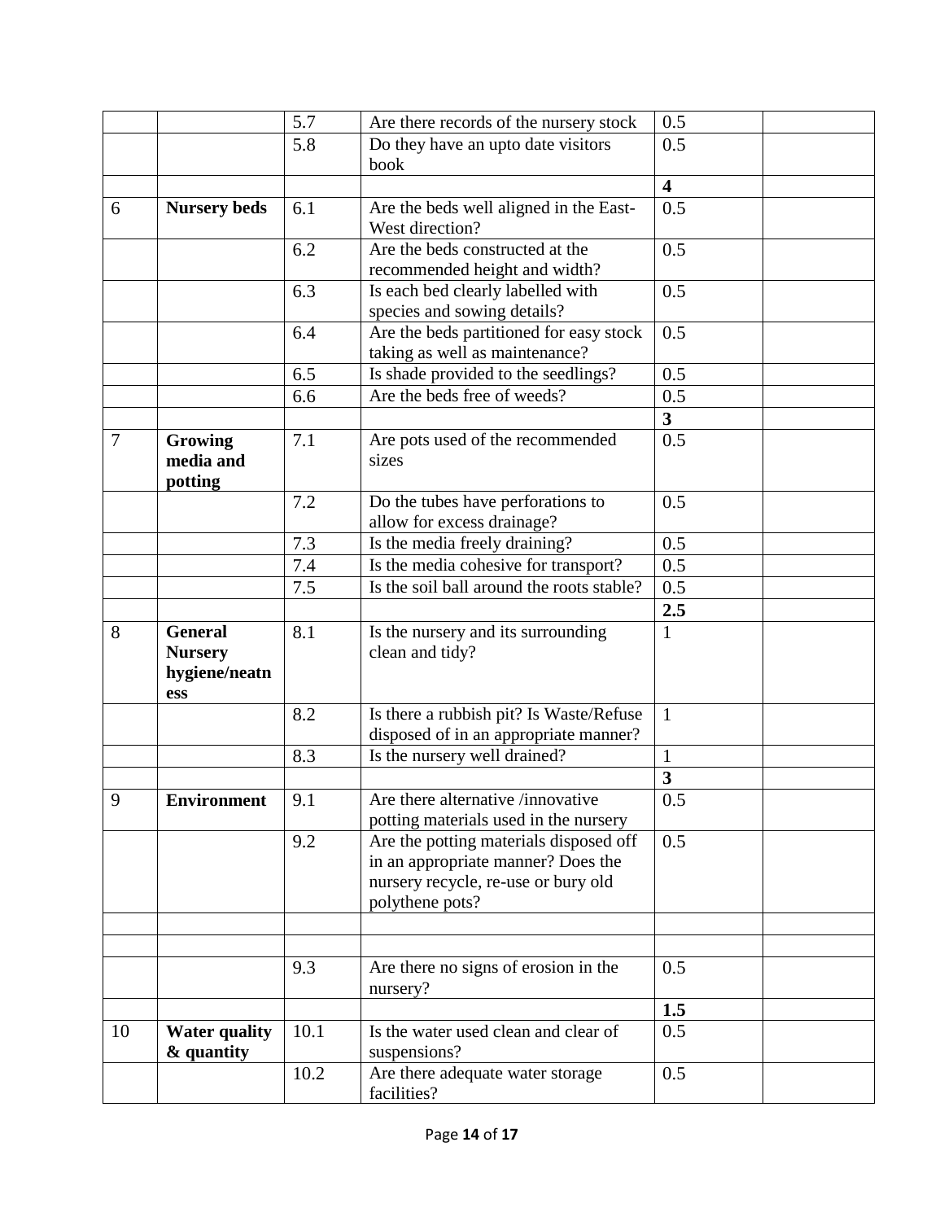| | | | | | |
|---|---|---|---|---|---|
| | | 5.7 | Are there records of the nursery stock | 0.5 | |
| | | 5.8 | Do they have an upto date visitors book | 0.5 | |
| | | | | **4** | |
| 6 | **Nursery beds** | 6.1 | Are the beds well aligned in the East-West direction? | 0.5 | |
| | | 6.2 | Are the beds constructed at the recommended height and width? | 0.5 | |
| | | 6.3 | Is each bed clearly labelled with species and sowing details? | 0.5 | |
| | | 6.4 | Are the beds partitioned for easy stock taking as well as maintenance? | 0.5 | |
| | | 6.5 | Is shade provided to the seedlings? | 0.5 | |
| | | 6.6 | Are the beds free of weeds? | 0.5 | |
| | | | | **3** | |
| 7 | **Growing media and potting** | 7.1 | Are pots used of the recommended sizes | 0.5 | |
| | | 7.2 | Do the tubes have perforations to allow for excess drainage? | 0.5 | |
| | | 7.3 | Is the media freely draining? | 0.5 | |
| | | 7.4 | Is the media cohesive for transport? | 0.5 | |
| | | 7.5 | Is the soil ball around the roots stable? | 0.5 | |
| | | | | **2.5** | |
| 8 | **General Nursery hygiene/neatness** | 8.1 | Is the nursery and its surrounding clean and tidy? | 1 | |
| | | 8.2 | Is there a rubbish pit? Is Waste/Refuse disposed of in an appropriate manner? | 1 | |
| | | 8.3 | Is the nursery well drained? | 1 | |
| | | | | **3** | |
| 9 | **Environment** | 9.1 | Are there alternative /innovative potting materials used in the nursery | 0.5 | |
| | | 9.2 | Are the potting materials disposed off in an appropriate manner? Does the nursery recycle, re-use or bury old polythene pots? | 0.5 | |
| | | | | | |
| | | | | | |
| | | 9.3 | Are there no signs of erosion in the nursery? | 0.5 | |
| | | | | **1.5** | |
| 10 | **Water quality & quantity** | 10.1 | Is the water used clean and clear of suspensions? | 0.5 | |
| | | 10.2 | Are there adequate water storage facilities? | 0.5 | |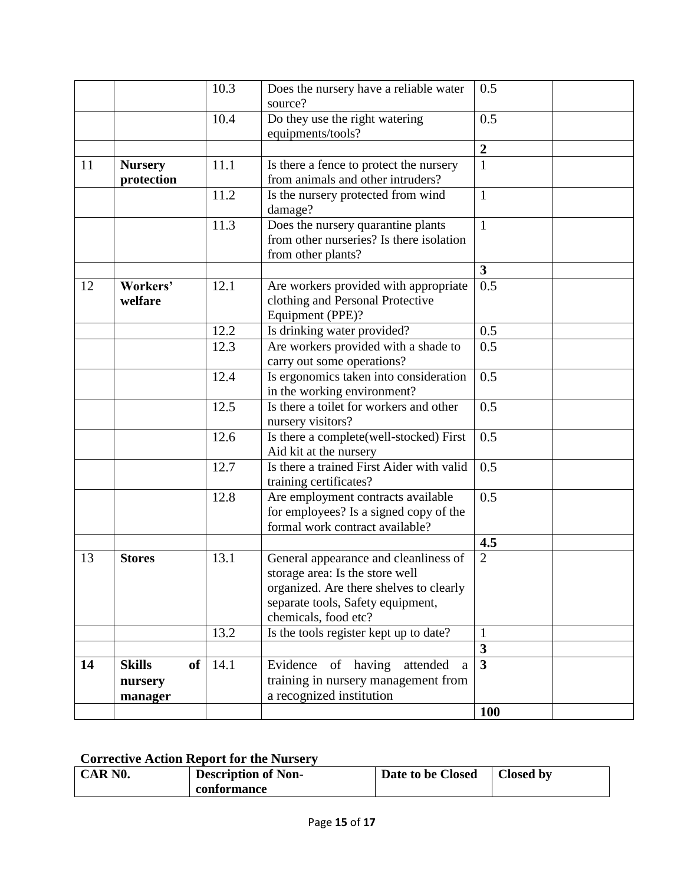| | | | | | |
|---|---|---|---|---|---|
| | | 10.3 | Does the nursery have a reliable water source? | 0.5 | |
| | | 10.4 | Do they use the right watering equipments/tools? | 0.5 | |
| | | | | **2** | |
| 11 | **Nursery protection** | 11.1 | Is there a fence to protect the nursery from animals and other intruders? | 1 | |
| | | 11.2 | Is the nursery protected from wind damage? | 1 | |
| | | 11.3 | Does the nursery quarantine plants from other nurseries? Is there isolation from other plants? | 1 | |
| | | | | **3** | |
| 12 | **Workers' welfare** | 12.1 | Are workers provided with appropriate clothing and Personal Protective Equipment (PPE)? | 0.5 | |
| | | 12.2 | Is drinking water provided? | 0.5 | |
| | | 12.3 | Are workers provided with a shade to carry out some operations? | 0.5 | |
| | | 12.4 | Is ergonomics taken into consideration in the working environment? | 0.5 | |
| | | 12.5 | Is there a toilet for workers and other nursery visitors? | 0.5 | |
| | | 12.6 | Is there a complete(well-stocked) First Aid kit at the nursery | 0.5 | |
| | | 12.7 | Is there a trained First Aider with valid training certificates? | 0.5 | |
| | | 12.8 | Are employment contracts available for employees? Is a signed copy of the formal work contract available? | 0.5 | |
| | | | | **4.5** | |
| 13 | **Stores** | 13.1 | General appearance and cleanliness of storage area: Is the store well organized. Are there shelves to clearly separate tools, Safety equipment, chemicals, food etc? | 2 | |
| | | 13.2 | Is the tools register kept up to date? | 1 | |
| | | | | **3** | |
| **14** | **Skills of nursery manager** | 14.1 | Evidence of having attended a training in nursery management from a recognized institution | **3** | |
| | | | | **100** | |

**Corrective Action Report for the Nursery**

| CAR N0. | Description of Non-conformance | Date to be Closed | Closed by |
|---|---|---|---|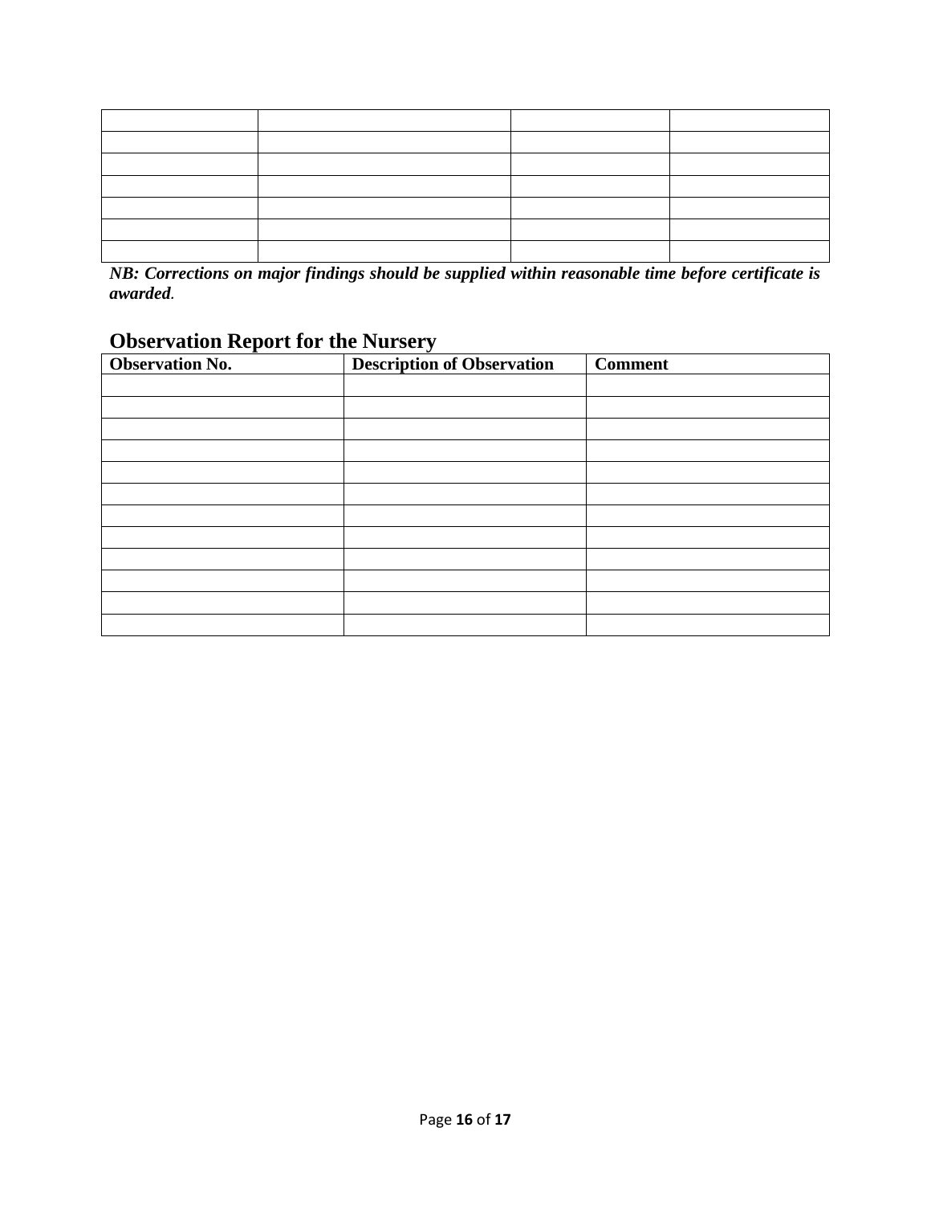| | | | |
|---|---|---|---|
| | | | |
| | | | |
| | | | |
| | | | |
| | | | |
| | | | |
| | | | |

***NB: Corrections on major findings should be supplied within reasonable time before certificate is awarded.***

## Observation Report for the Nursery

| Observation No. | Description of Observation | Comment |
|---|---|---|
| | | |
| | | |
| | | |
| | | |
| | | |
| | | |
| | | |
| | | |
| | | |
| | | |
| | | |
| | | |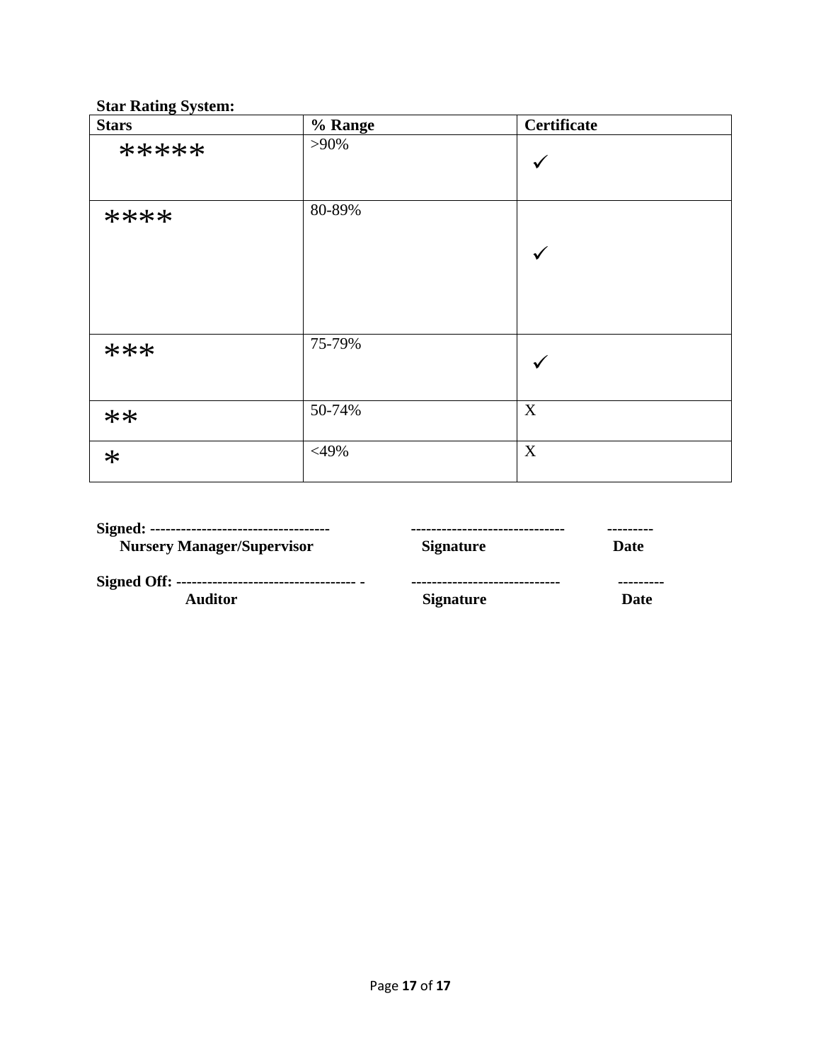**Star Rating System:**

| Stars | % Range | Certificate |
|---|---|---|
| ***** | >90% | ✓ |
| **** | 80-89% | ✓ |
| *** | 75-79% | ✓ |
| ** | 50-74% | X |
| * | <49% | X |

**Signed: -----------------------------------                ------------------------------          ---------**
**Nursery Manager/Supervisor                    Signature                        Date**

**Signed Off: ----------------------------------- -          -----------------------------            ---------**
**Auditor                                              Signature                        Date**